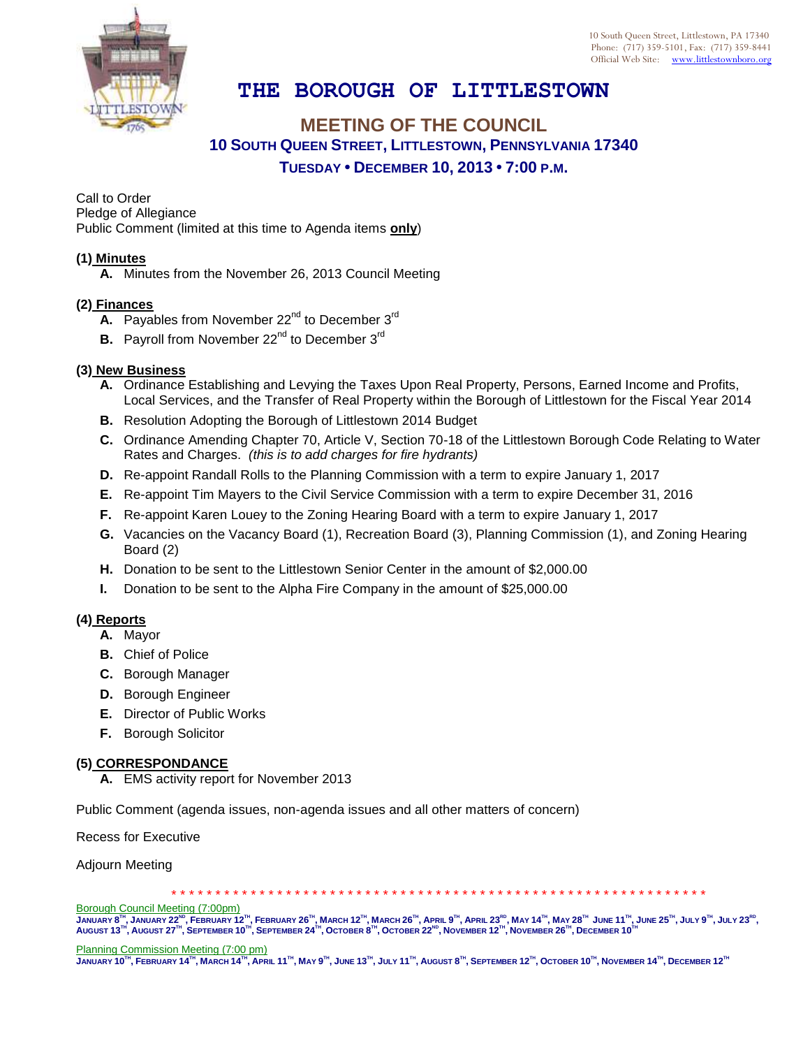10 South Queen Street, Littlestown, PA 17340
Phone: (717) 359-5101, Fax: (717) 359-8441
Official Web Site: www.littlestownboro.org

# THE BOROUGH OF LITTLESTOWN

## MEETING OF THE COUNCIL

### 10 SOUTH QUEEN STREET, LITTLESTOWN, PENNSYLVANIA 17340

### TUESDAY • DECEMBER 10, 2013 • 7:00 P.M.

Call to Order
Pledge of Allegiance
Public Comment (limited at this time to Agenda items **only**)

**(1) Minutes**

- **A.** Minutes from the November 26, 2013 Council Meeting

**(2) Finances**

- **A.** Payables from November 22nd to December 3rd
- **B.** Payroll from November 22nd to December 3rd

**(3) New Business**

- **A.** Ordinance Establishing and Levying the Taxes Upon Real Property, Persons, Earned Income and Profits, Local Services, and the Transfer of Real Property within the Borough of Littlestown for the Fiscal Year 2014
- **B.** Resolution Adopting the Borough of Littlestown 2014 Budget
- **C.** Ordinance Amending Chapter 70, Article V, Section 70-18 of the Littlestown Borough Code Relating to Water Rates and Charges. *(this is to add charges for fire hydrants)*
- **D.** Re-appoint Randall Rolls to the Planning Commission with a term to expire January 1, 2017
- **E.** Re-appoint Tim Mayers to the Civil Service Commission with a term to expire December 31, 2016
- **F.** Re-appoint Karen Louey to the Zoning Hearing Board with a term to expire January 1, 2017
- **G.** Vacancies on the Vacancy Board (1), Recreation Board (3), Planning Commission (1), and Zoning Hearing Board (2)
- **H.** Donation to be sent to the Littlestown Senior Center in the amount of $2,000.00
- **I.** Donation to be sent to the Alpha Fire Company in the amount of $25,000.00

**(4) Reports**

- **A.** Mayor
- **B.** Chief of Police
- **C.** Borough Manager
- **D.** Borough Engineer
- **E.** Director of Public Works
- **F.** Borough Solicitor

**(5) CORRESPONDANCE**

- **A.** EMS activity report for November 2013

Public Comment (agenda issues, non-agenda issues and all other matters of concern)

Recess for Executive

Adjourn Meeting

* * * * * * * * * * * * * * * * * * * * * * * * * * * * * * * * * * * * * * * * * * * * * * * * * * * * * * * * * * * * *

Borough Council Meeting (7:00pm)
**JANUARY 8TH, JANUARY 22ND, FEBRUARY 12TH, FEBRUARY 26TH, MARCH 12TH, MARCH 26TH, APRIL 9TH, APRIL 23RD, MAY 14TH, MAY 28TH JUNE 11TH, JUNE 25TH, JULY 9TH, JULY 23RD, AUGUST 13TH, AUGUST 27TH, SEPTEMBER 10TH, SEPTEMBER 24TH, OCTOBER 8TH, OCTOBER 22ND, NOVEMBER 12TH, NOVEMBER 26TH, DECEMBER 10TH**

Planning Commission Meeting (7:00 pm)
**JANUARY 10TH, FEBRUARY 14TH, MARCH 14TH, APRIL 11TH, MAY 9TH, JUNE 13TH, JULY 11TH, AUGUST 8TH, SEPTEMBER 12TH, OCTOBER 10TH, NOVEMBER 14TH, DECEMBER 12TH**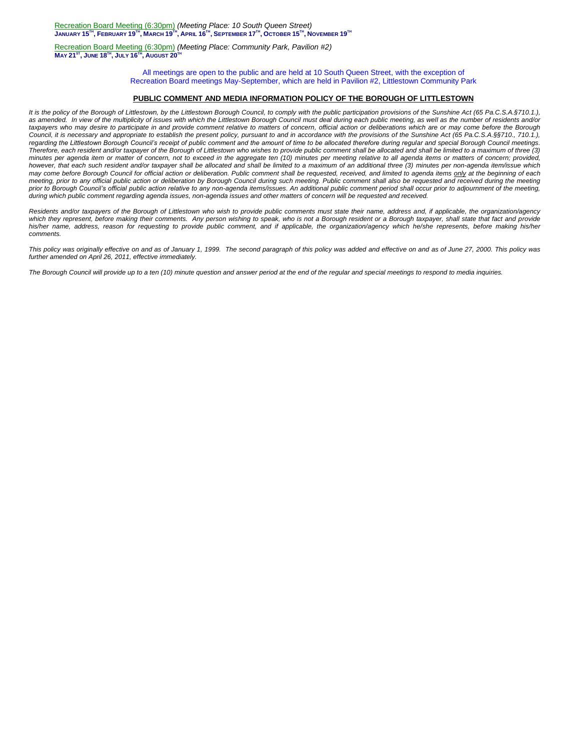Recreation Board Meeting (6:30pm) *(Meeting Place: 10 South Queen Street)*
**JANUARY 15TH, FEBRUARY 19TH, MARCH 19TH, APRIL 16TH, SEPTEMBER 17TH, OCTOBER 15TH, NOVEMBER 19TH**

Recreation Board Meeting (6:30pm) *(Meeting Place: Community Park, Pavilion #2)*
**MAY 21ST, JUNE 18TH, JULY 16TH, AUGUST 20TH**

All meetings are open to the public and are held at 10 South Queen Street, with the exception of Recreation Board meetings May-September, which are held in Pavilion #2, Littlestown Community Park

## PUBLIC COMMENT AND MEDIA INFORMATION POLICY OF THE BOROUGH OF LITTLESTOWN

*It is the policy of the Borough of Littlestown, by the Littlestown Borough Council, to comply with the public participation provisions of the Sunshine Act (65 Pa.C.S.A.§710.1.), as amended. In view of the multiplicity of issues with which the Littlestown Borough Council must deal during each public meeting, as well as the number of residents and/or taxpayers who may desire to participate in and provide comment relative to matters of concern, official action or deliberations which are or may come before the Borough Council, it is necessary and appropriate to establish the present policy, pursuant to and in accordance with the provisions of the Sunshine Act (65 Pa.C.S.A.§§710., 710.1.), regarding the Littlestown Borough Council's receipt of public comment and the amount of time to be allocated therefore during regular and special Borough Council meetings. Therefore, each resident and/or taxpayer of the Borough of Littlestown who wishes to provide public comment shall be allocated and shall be limited to a maximum of three (3) minutes per agenda item or matter of concern, not to exceed in the aggregate ten (10) minutes per meeting relative to all agenda items or matters of concern; provided, however, that each such resident and/or taxpayer shall be allocated and shall be limited to a maximum of an additional three (3) minutes per non-agenda item/issue which may come before Borough Council for official action or deliberation. Public comment shall be requested, received, and limited to agenda items only at the beginning of each meeting, prior to any official public action or deliberation by Borough Council during such meeting. Public comment shall also be requested and received during the meeting prior to Borough Council's official public action relative to any non-agenda items/issues. An additional public comment period shall occur prior to adjournment of the meeting, during which public comment regarding agenda issues, non-agenda issues and other matters of concern will be requested and received.*

*Residents and/or taxpayers of the Borough of Littlestown who wish to provide public comments must state their name, address and, if applicable, the organization/agency which they represent, before making their comments. Any person wishing to speak, who is not a Borough resident or a Borough taxpayer, shall state that fact and provide his/her name, address, reason for requesting to provide public comment, and if applicable, the organization/agency which he/she represents, before making his/her comments.*

*This policy was originally effective on and as of January 1, 1999. The second paragraph of this policy was added and effective on and as of June 27, 2000. This policy was further amended on April 26, 2011, effective immediately.*

*The Borough Council will provide up to a ten (10) minute question and answer period at the end of the regular and special meetings to respond to media inquiries.*